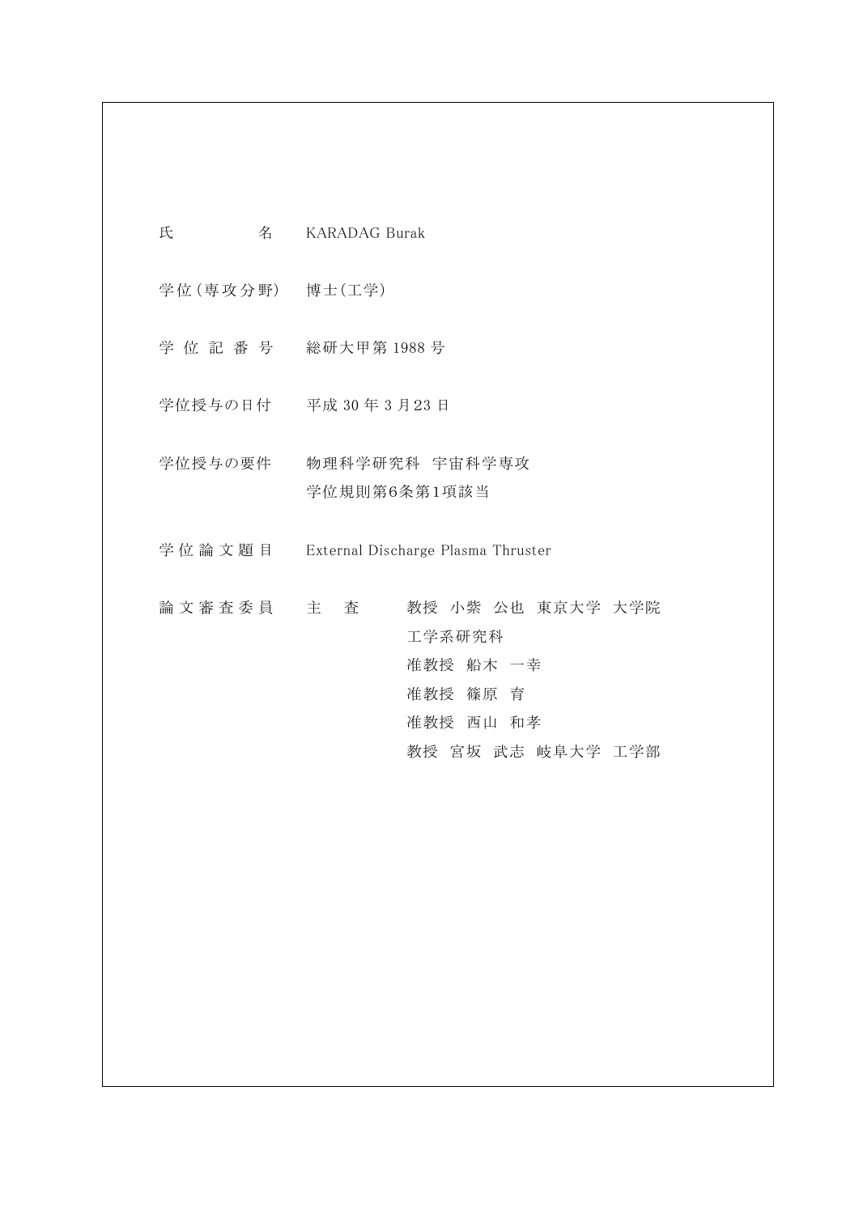| | |
|---|---|
| 氏　　　　名 | KARADAG Burak |
| 学位（専攻分野） | 博士（工学） |
| 学 位 記 番 号 | 総研大甲第 1988 号 |
| 学位授与の日付 | 平成 30 年 3 月23 日 |
| 学位授与の要件 | 物理科学研究科　宇宙科学専攻<br>学位規則第6条第1項該当 |
| 学 位 論 文 題 目 | External Discharge Plasma Thruster |
| 論 文 審 査 委 員 | 主　査　　教授　小紫　公也　東京大学　大学院<br>工学系研究科<br>准教授　船木　一幸<br>准教授　篠原　育<br>准教授　西山　和孝<br>教授　宮坂　武志　岐阜大学　工学部 |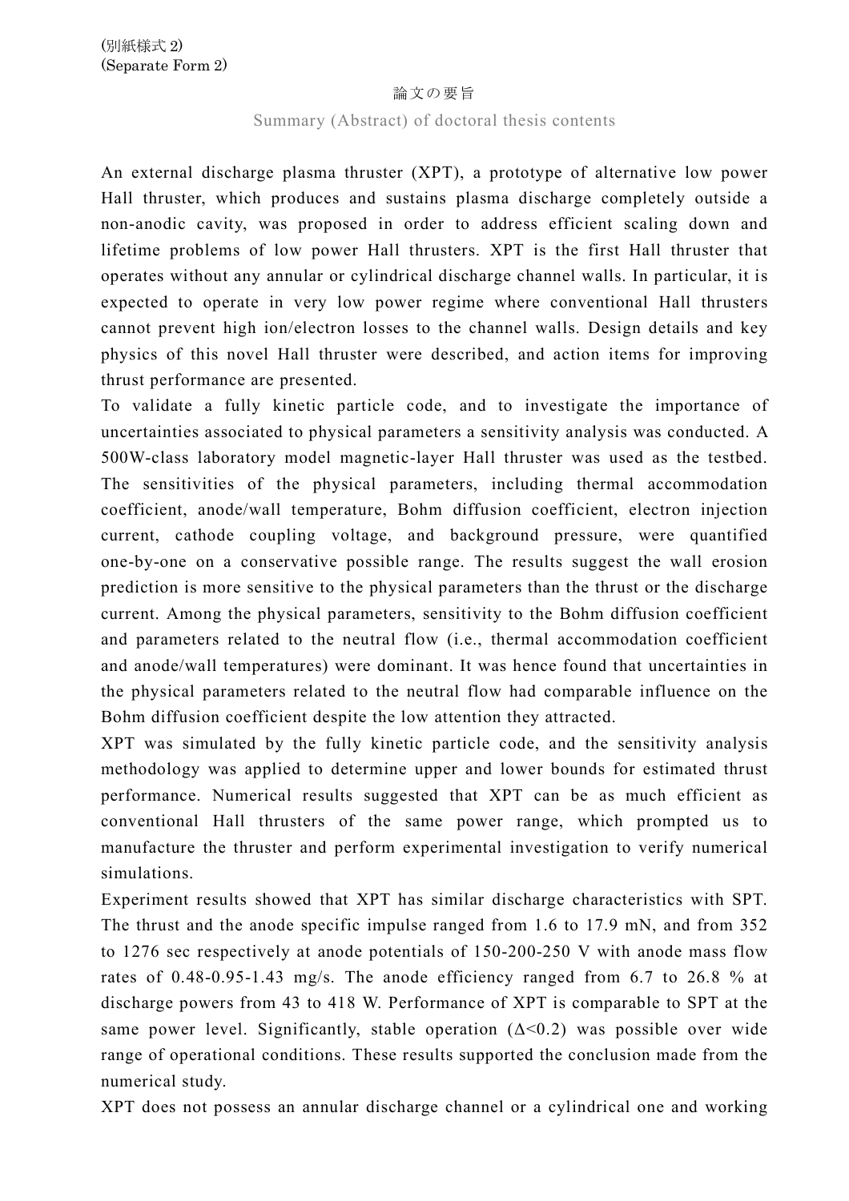(別紙様式 2)
(Separate Form 2)

論文の要旨

Summary (Abstract) of doctoral thesis contents

An external discharge plasma thruster (XPT), a prototype of alternative low power Hall thruster, which produces and sustains plasma discharge completely outside a non-anodic cavity, was proposed in order to address efficient scaling down and lifetime problems of low power Hall thrusters. XPT is the first Hall thruster that operates without any annular or cylindrical discharge channel walls. In particular, it is expected to operate in very low power regime where conventional Hall thrusters cannot prevent high ion/electron losses to the channel walls. Design details and key physics of this novel Hall thruster were described, and action items for improving thrust performance are presented.

To validate a fully kinetic particle code, and to investigate the importance of uncertainties associated to physical parameters a sensitivity analysis was conducted. A 500W-class laboratory model magnetic-layer Hall thruster was used as the testbed. The sensitivities of the physical parameters, including thermal accommodation coefficient, anode/wall temperature, Bohm diffusion coefficient, electron injection current, cathode coupling voltage, and background pressure, were quantified one-by-one on a conservative possible range. The results suggest the wall erosion prediction is more sensitive to the physical parameters than the thrust or the discharge current. Among the physical parameters, sensitivity to the Bohm diffusion coefficient and parameters related to the neutral flow (i.e., thermal accommodation coefficient and anode/wall temperatures) were dominant. It was hence found that uncertainties in the physical parameters related to the neutral flow had comparable influence on the Bohm diffusion coefficient despite the low attention they attracted.

XPT was simulated by the fully kinetic particle code, and the sensitivity analysis methodology was applied to determine upper and lower bounds for estimated thrust performance. Numerical results suggested that XPT can be as much efficient as conventional Hall thrusters of the same power range, which prompted us to manufacture the thruster and perform experimental investigation to verify numerical simulations.

Experiment results showed that XPT has similar discharge characteristics with SPT. The thrust and the anode specific impulse ranged from 1.6 to 17.9 mN, and from 352 to 1276 sec respectively at anode potentials of 150-200-250 V with anode mass flow rates of 0.48-0.95-1.43 mg/s. The anode efficiency ranged from 6.7 to 26.8 % at discharge powers from 43 to 418 W. Performance of XPT is comparable to SPT at the same power level. Significantly, stable operation ($\Delta<0.2$) was possible over wide range of operational conditions. These results supported the conclusion made from the numerical study.

XPT does not possess an annular discharge channel or a cylindrical one and working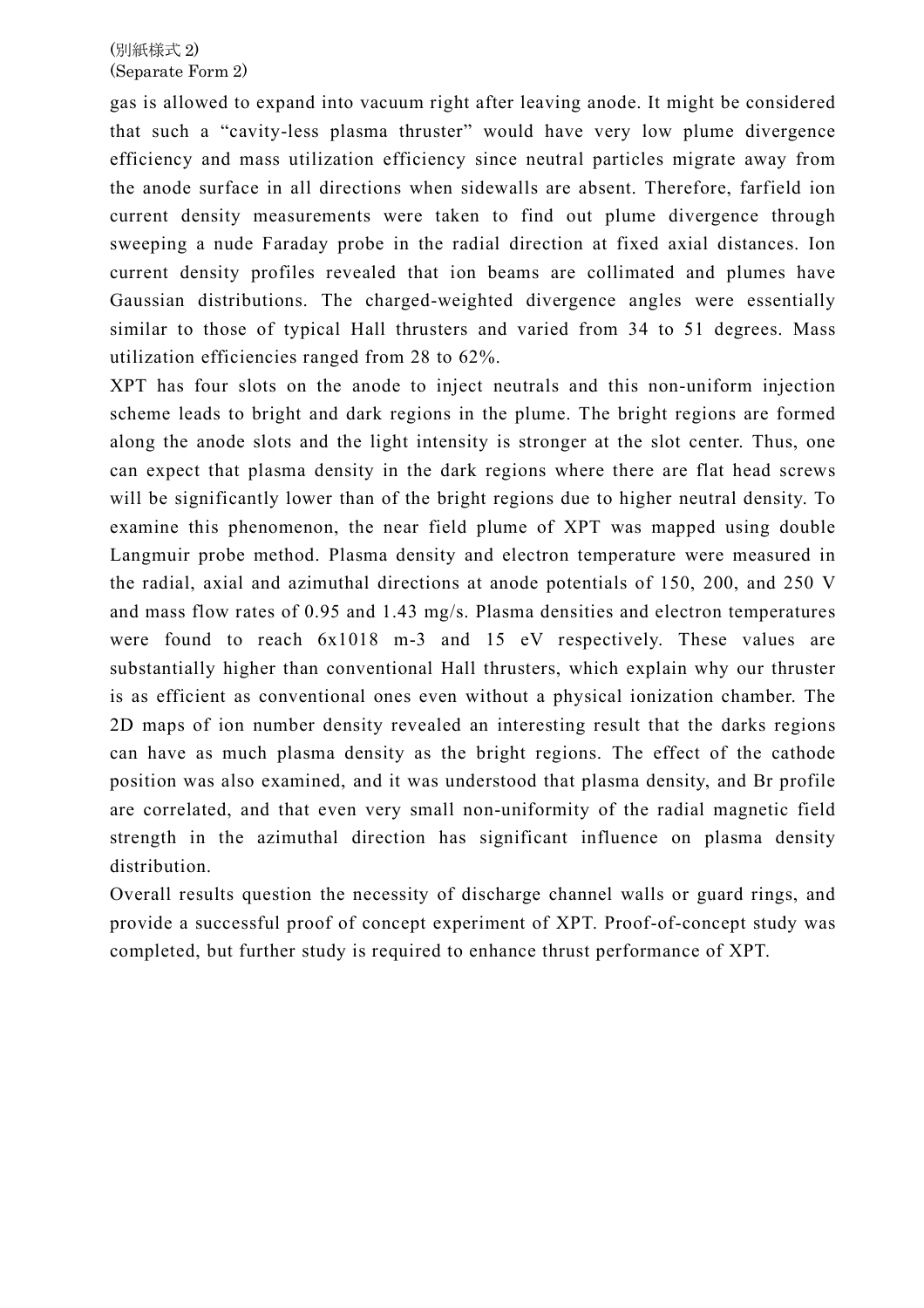gas is allowed to expand into vacuum right after leaving anode. It might be considered that such a "cavity-less plasma thruster" would have very low plume divergence efficiency and mass utilization efficiency since neutral particles migrate away from the anode surface in all directions when sidewalls are absent. Therefore, farfield ion current density measurements were taken to find out plume divergence through sweeping a nude Faraday probe in the radial direction at fixed axial distances. Ion current density profiles revealed that ion beams are collimated and plumes have Gaussian distributions. The charged-weighted divergence angles were essentially similar to those of typical Hall thrusters and varied from 34 to 51 degrees. Mass utilization efficiencies ranged from 28 to 62%.

XPT has four slots on the anode to inject neutrals and this non-uniform injection scheme leads to bright and dark regions in the plume. The bright regions are formed along the anode slots and the light intensity is stronger at the slot center. Thus, one can expect that plasma density in the dark regions where there are flat head screws will be significantly lower than of the bright regions due to higher neutral density. To examine this phenomenon, the near field plume of XPT was mapped using double Langmuir probe method. Plasma density and electron temperature were measured in the radial, axial and azimuthal directions at anode potentials of 150, 200, and 250 V and mass flow rates of 0.95 and 1.43 mg/s. Plasma densities and electron temperatures were found to reach $6 \times 10^{18}$ m-3 and 15 eV respectively. These values are substantially higher than conventional Hall thrusters, which explain why our thruster is as efficient as conventional ones even without a physical ionization chamber. The 2D maps of ion number density revealed an interesting result that the darks regions can have as much plasma density as the bright regions. The effect of the cathode position was also examined, and it was understood that plasma density, and Br profile are correlated, and that even very small non-uniformity of the radial magnetic field strength in the azimuthal direction has significant influence on plasma density distribution.

Overall results question the necessity of discharge channel walls or guard rings, and provide a successful proof of concept experiment of XPT. Proof-of-concept study was completed, but further study is required to enhance thrust performance of XPT.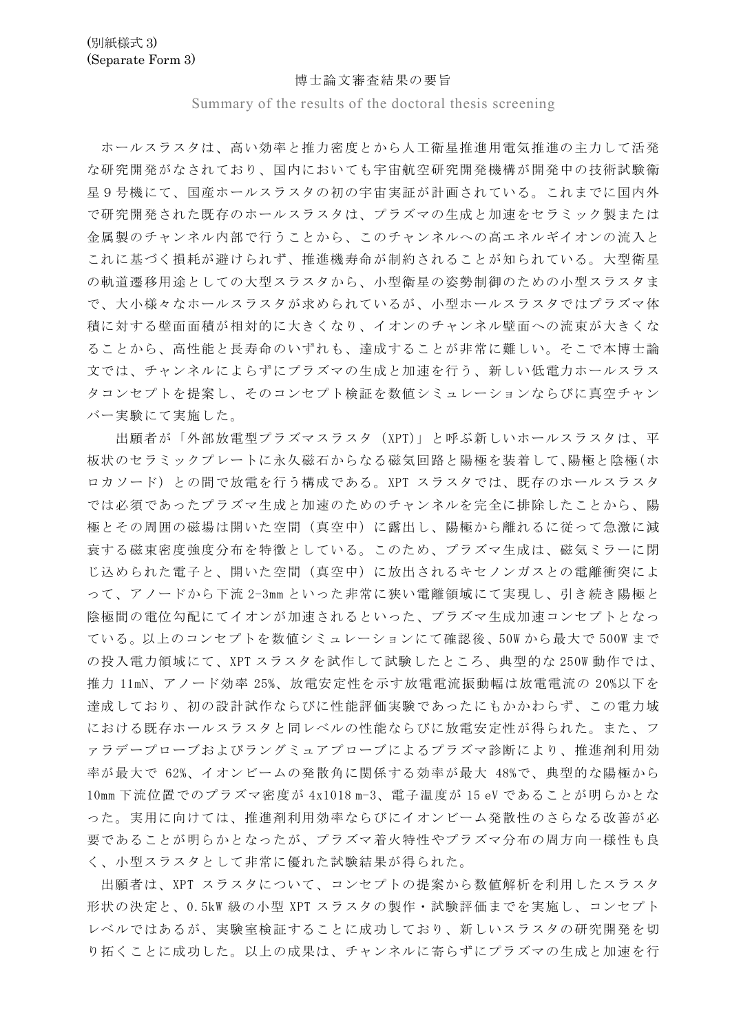(別紙様式 3)
(Separate Form 3)

博士論文審査結果の要旨

Summary of the results of the doctoral thesis screening

ホールスラスタは、高い効率と推力密度とから人工衛星推進用電気推進の主力して活発な研究開発がなされており、国内においても宇宙航空研究開発機構が開発中の技術試験衛星 9 号機にて、国産ホールスラスタの初の宇宙実証が計画されている。これまでに国内外で研究開発された既存のホールスラスタは、プラズマの生成と加速をセラミック製または金属製のチャンネル内部で行うことから、このチャンネルへの高エネルギイオンの流入とこれに基づく損耗が避けられず、推進機寿命が制約されることが知られている。大型衛星の軌道遷移用途としての大型スラスタから、小型衛星の姿勢制御のための小型スラスタまで、大小様々なホールスラスタが求められているが、小型ホールスラスタではプラズマ体積に対する壁面面積が相対的に大きくなり、イオンのチャンネル壁面への流束が大きくなることから、高性能と長寿命のいずれも、達成することが非常に難しい。そこで本博士論文では、チャンネルによらずにプラズマの生成と加速を行う、新しい低電力ホールスラスタコンセプトを提案し、そのコンセプト検証を数値シミュレーションならびに真空チャンバー実験にて実施した。

出願者が「外部放電型プラズマスラスタ (XPT)」と呼ぶ新しいホールスラスタは、平板状のセラミックプレートに永久磁石からなる磁気回路と陽極を装着して,陽極と陰極(ホロカソード) との間で放電を行う構成である。XPT スラスタでは、既存のホールスラスタでは必須であったプラズマ生成と加速のためのチャンネルを完全に排除したことから、陽極とその周囲の磁場は開いた空間(真空中)に露出し、陽極から離れるに従って急激に減衰する磁束密度強度分布を特徴としている。このため、プラズマ生成は、磁気ミラーに閉じ込められた電子と、開いた空間(真空中)に放出されるキセノンガスとの電離衝突によって、アノードから下流 2-3mm といった非常に狭い電離領域にて実現し、引き続き陽極と陰極間の電位勾配にてイオンが加速されるといった、プラズマ生成加速コンセプトとなっている。以上のコンセプトを数値シミュレーションにて確認後、50W から最大で 500W までの投入電力領域にて、XPT スラスタを試作して試験したところ、典型的な 250W 動作では、推力 11mN、アノード効率 25%、放電安定性を示す放電電流振動幅は放電電流の 20%以下を達成しており、初の設計試作ならびに性能評価実験であったにもかかわらず、この電力域における既存ホールスラスタと同レベルの性能ならびに放電安定性が得られた。また、ファラデープローブおよびラングミュアプローブによるプラズマ診断により、推進剤利用効率が最大で 62%、イオンビームの発散角に関係する効率が最大 48%で、典型的な陽極から 10mm 下流位置でのプラズマ密度が $4 \times 10^{18}$ m-3、電子温度が 15 eV であることが明らかとなった。実用に向けては、推進剤利用効率ならびにイオンビーム発散性のさらなる改善が必要であることが明らかとなったが、プラズマ着火特性やプラズマ分布の周方向一様性も良く、小型スラスタとして非常に優れた試験結果が得られた。

出願者は、XPT スラスタについて、コンセプトの提案から数値解析を利用したスラスタ形状の決定と、0.5kW 級の小型 XPT スラスタの製作・試験評価までを実施し、コンセプトレベルではあるが、実験室検証することに成功しており、新しいスラスタの研究開発を切り拓くことに成功した。以上の成果は、チャンネルに寄らずにプラズマの生成と加速を行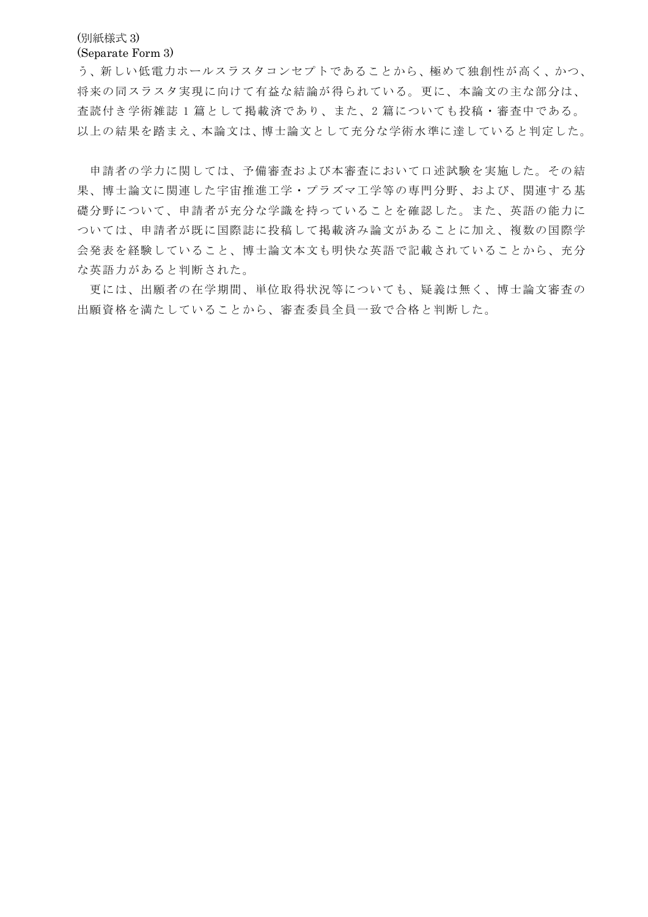(別紙様式 3)
(Separate Form 3)

う、新しい低電力ホールスラスタコンセプトであることから、極めて独創性が高く、かつ、将来の同スラスタ実現に向けて有益な結論が得られている。更に、本論文の主な部分は、査読付き学術雑誌 1 篇として掲載済であり、また、2 篇についても投稿・審査中である。以上の結果を踏まえ、本論文は、博士論文として充分な学術水準に達していると判定した。

申請者の学力に関しては、予備審査および本審査において口述試験を実施した。その結果、博士論文に関連した宇宙推進工学・プラズマ工学等の専門分野、および、関連する基礎分野について、申請者が充分な学識を持っていることを確認した。また、英語の能力については、申請者が既に国際誌に投稿して掲載済み論文があることに加え、複数の国際学会発表を経験していること、博士論文本文も明快な英語で記載されていることから、充分な英語力があると判断された。

更には、出願者の在学期間、単位取得状況等についても、疑義は無く、博士論文審査の出願資格を満たしていることから、審査委員全員一致で合格と判断した。